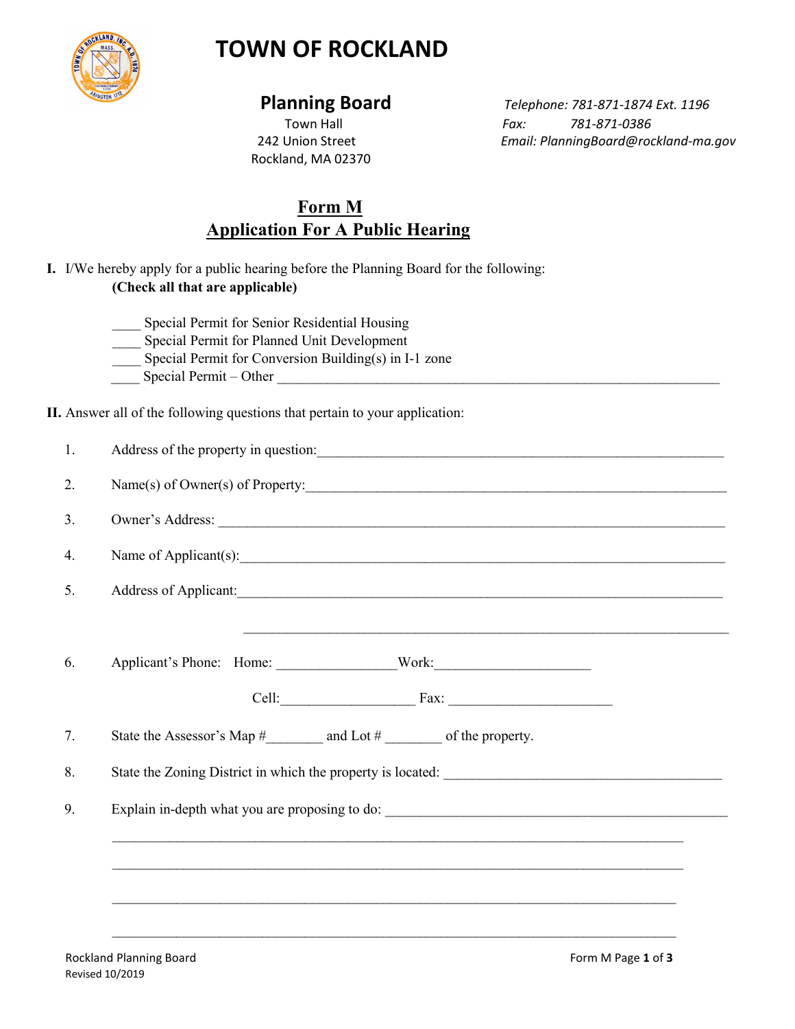# TOWN OF ROCKLAND

## Planning Board

Town Hall
242 Union Street
Rockland, MA 02370

*Telephone: 781-871-1874 Ext. 1196*
*Fax: 781-871-0386*
*Email: PlanningBoard@rockland-ma.gov*

## Form M
## Application For A Public Hearing

**I.** I/We hereby apply for a public hearing before the Planning Board for the following:
**(Check all that are applicable)**

____ Special Permit for Senior Residential Housing
____ Special Permit for Planned Unit Development
____ Special Permit for Conversion Building(s) in I-1 zone
____ Special Permit – Other ________________________________________________________________

**II.** Answer all of the following questions that pertain to your application:

1. Address of the property in question:____________________________________________________________

2. Name(s) of Owner(s) of Property:_____________________________________________________________

3. Owner's Address: ________________________________________________________________________

4. Name of Applicant(s):______________________________________________________________________

5. Address of Applicant:______________________________________________________________________

   ______________________________________________________________________

6. Applicant's Phone: Home: ________________Work:_____________________

   Cell:__________________ Fax: ______________________

7. State the Assessor's Map #________ and Lot # ________ of the property.

8. State the Zoning District in which the property is located: ______________________________________

9. Explain in-depth what you are proposing to do: ______________________________________________

   ________________________________________________________________________________

   ________________________________________________________________________________

   ________________________________________________________________________________

   ________________________________________________________________________________

Rockland Planning Board
Revised 10/2019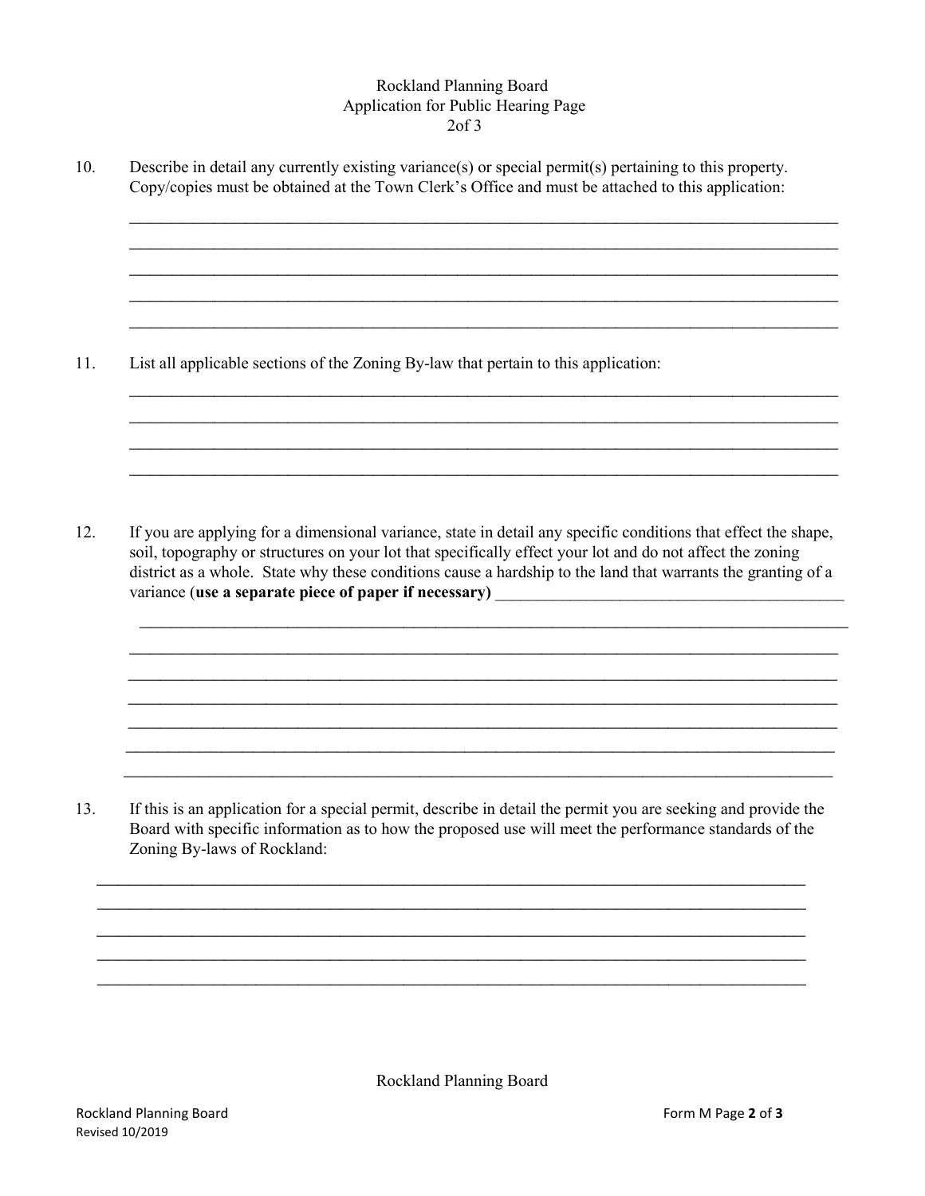Rockland Planning Board
Application for Public Hearing Page
2of 3

10. Describe in detail any currently existing variance(s) or special permit(s) pertaining to this property. Copy/copies must be obtained at the Town Clerk's Office and must be attached to this application:

_______________________________________________________________________________

_______________________________________________________________________________

_______________________________________________________________________________

_______________________________________________________________________________

_______________________________________________________________________________

11. List all applicable sections of the Zoning By-law that pertain to this application:

_______________________________________________________________________________

_______________________________________________________________________________

_______________________________________________________________________________

_______________________________________________________________________________

12. If you are applying for a dimensional variance, state in detail any specific conditions that effect the shape, soil, topography or structures on your lot that specifically effect your lot and do not affect the zoning district as a whole. State why these conditions cause a hardship to the land that warrants the granting of a variance (**use a separate piece of paper if necessary)** ________________________________________

_______________________________________________________________________________

_______________________________________________________________________________

_______________________________________________________________________________

_______________________________________________________________________________

_______________________________________________________________________________

_______________________________________________________________________________

_______________________________________________________________________________

13. If this is an application for a special permit, describe in detail the permit you are seeking and provide the Board with specific information as to how the proposed use will meet the performance standards of the Zoning By-laws of Rockland:

_______________________________________________________________________________

_______________________________________________________________________________

_______________________________________________________________________________

_______________________________________________________________________________

_______________________________________________________________________________

Rockland Planning Board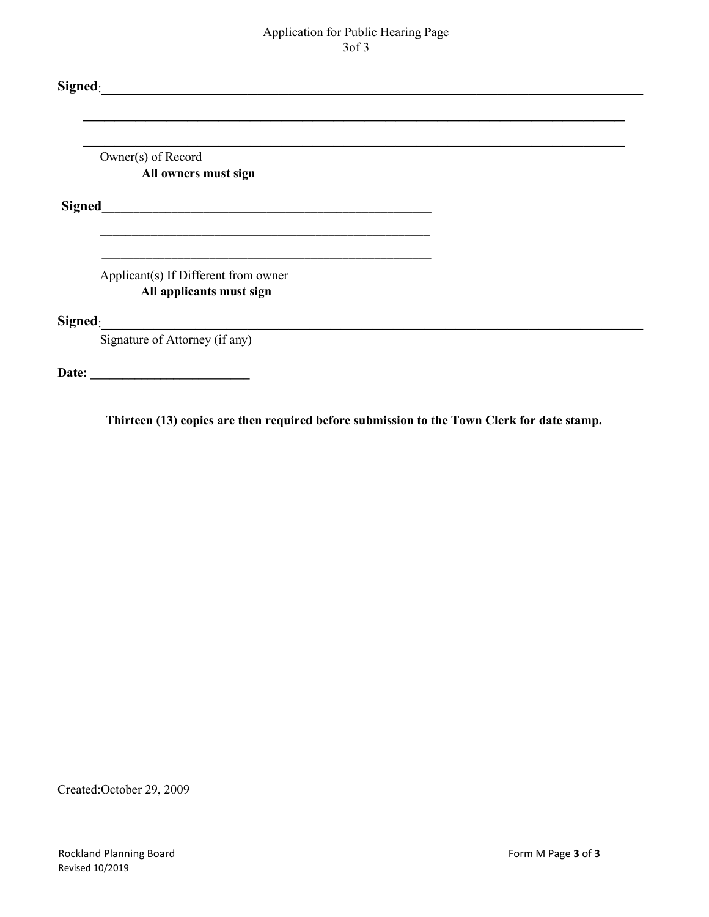Application for Public Hearing Page
3of 3

**Signed**:________________________________________________________________________________

________________________________________________________________________________

________________________________________________________________________________

Owner(s) of Record
**All owners must sign**

**Signed**__________________________________________________

__________________________________________________

__________________________________________________

Applicant(s) If Different from owner
**All applicants must sign**

**Signed**:________________________________________________________________________________
Signature of Attorney (if any)

**Date:** ________________________

**Thirteen (13) copies are then required before submission to the Town Clerk for date stamp.**

Created:October 29, 2009

Rockland Planning Board
Revised 10/2019